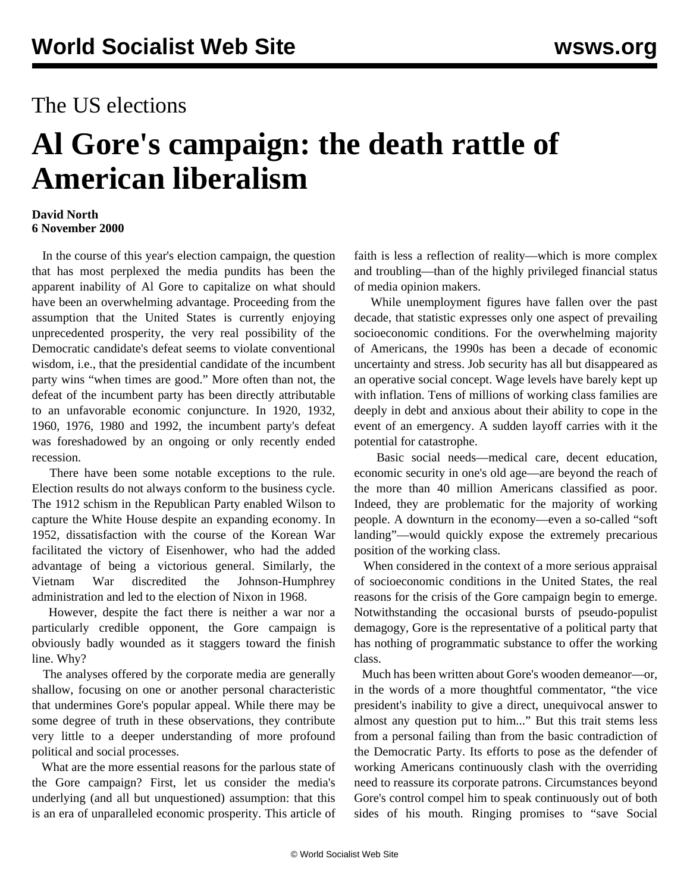# The US elections

# Al Gore's campaign: the death rattle of American liberalism

**David North**
**6 November 2000**

In the course of this year's election campaign, the question that has most perplexed the media pundits has been the apparent inability of Al Gore to capitalize on what should have been an overwhelming advantage. Proceeding from the assumption that the United States is currently enjoying unprecedented prosperity, the very real possibility of the Democratic candidate's defeat seems to violate conventional wisdom, i.e., that the presidential candidate of the incumbent party wins "when times are good." More often than not, the defeat of the incumbent party has been directly attributable to an unfavorable economic conjuncture. In 1920, 1932, 1960, 1976, 1980 and 1992, the incumbent party's defeat was foreshadowed by an ongoing or only recently ended recession.

There have been some notable exceptions to the rule. Election results do not always conform to the business cycle. The 1912 schism in the Republican Party enabled Wilson to capture the White House despite an expanding economy. In 1952, dissatisfaction with the course of the Korean War facilitated the victory of Eisenhower, who had the added advantage of being a victorious general. Similarly, the Vietnam War discredited the Johnson-Humphrey administration and led to the election of Nixon in 1968.

However, despite the fact there is neither a war nor a particularly credible opponent, the Gore campaign is obviously badly wounded as it staggers toward the finish line. Why?

The analyses offered by the corporate media are generally shallow, focusing on one or another personal characteristic that undermines Gore's popular appeal. While there may be some degree of truth in these observations, they contribute very little to a deeper understanding of more profound political and social processes.

What are the more essential reasons for the parlous state of the Gore campaign? First, let us consider the media's underlying (and all but unquestioned) assumption: that this is an era of unparalleled economic prosperity. This article of faith is less a reflection of reality—which is more complex and troubling—than of the highly privileged financial status of media opinion makers.

While unemployment figures have fallen over the past decade, that statistic expresses only one aspect of prevailing socioeconomic conditions. For the overwhelming majority of Americans, the 1990s has been a decade of economic uncertainty and stress. Job security has all but disappeared as an operative social concept. Wage levels have barely kept up with inflation. Tens of millions of working class families are deeply in debt and anxious about their ability to cope in the event of an emergency. A sudden layoff carries with it the potential for catastrophe.

Basic social needs—medical care, decent education, economic security in one's old age—are beyond the reach of the more than 40 million Americans classified as poor. Indeed, they are problematic for the majority of working people. A downturn in the economy—even a so-called "soft landing"—would quickly expose the extremely precarious position of the working class.

When considered in the context of a more serious appraisal of socioeconomic conditions in the United States, the real reasons for the crisis of the Gore campaign begin to emerge. Notwithstanding the occasional bursts of pseudo-populist demagogy, Gore is the representative of a political party that has nothing of programmatic substance to offer the working class.

Much has been written about Gore's wooden demeanor—or, in the words of a more thoughtful commentator, "the vice president's inability to give a direct, unequivocal answer to almost any question put to him..." But this trait stems less from a personal failing than from the basic contradiction of the Democratic Party. Its efforts to pose as the defender of working Americans continuously clash with the overriding need to reassure its corporate patrons. Circumstances beyond Gore's control compel him to speak continuously out of both sides of his mouth. Ringing promises to "save Social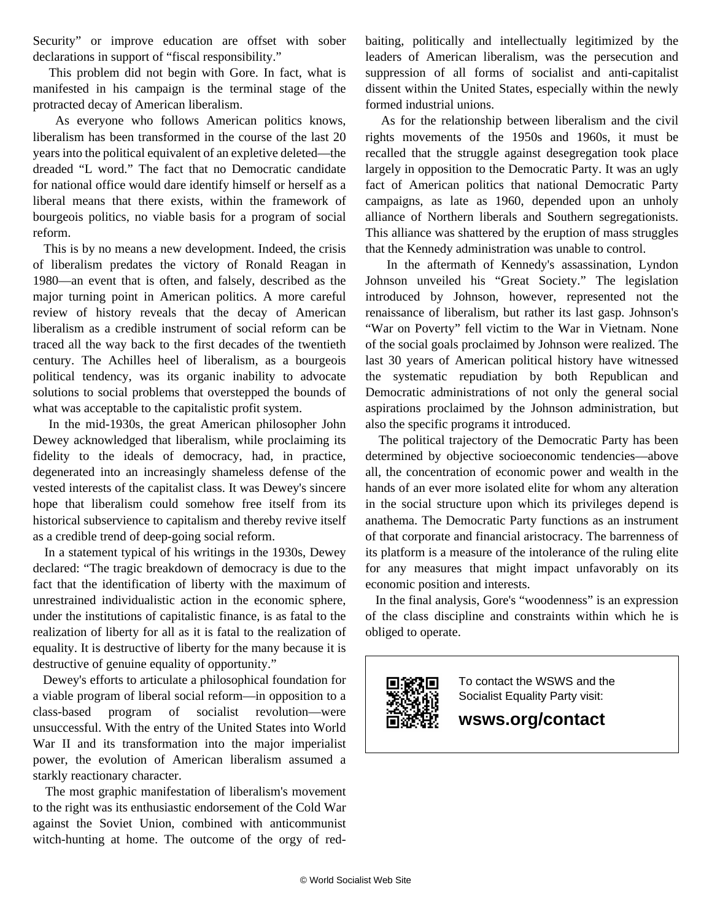Security" or improve education are offset with sober declarations in support of "fiscal responsibility."

This problem did not begin with Gore. In fact, what is manifested in his campaign is the terminal stage of the protracted decay of American liberalism.

As everyone who follows American politics knows, liberalism has been transformed in the course of the last 20 years into the political equivalent of an expletive deleted—the dreaded "L word." The fact that no Democratic candidate for national office would dare identify himself or herself as a liberal means that there exists, within the framework of bourgeois politics, no viable basis for a program of social reform.

This is by no means a new development. Indeed, the crisis of liberalism predates the victory of Ronald Reagan in 1980—an event that is often, and falsely, described as the major turning point in American politics. A more careful review of history reveals that the decay of American liberalism as a credible instrument of social reform can be traced all the way back to the first decades of the twentieth century. The Achilles heel of liberalism, as a bourgeois political tendency, was its organic inability to advocate solutions to social problems that overstepped the bounds of what was acceptable to the capitalistic profit system.

In the mid-1930s, the great American philosopher John Dewey acknowledged that liberalism, while proclaiming its fidelity to the ideals of democracy, had, in practice, degenerated into an increasingly shameless defense of the vested interests of the capitalist class. It was Dewey's sincere hope that liberalism could somehow free itself from its historical subservience to capitalism and thereby revive itself as a credible trend of deep-going social reform.

In a statement typical of his writings in the 1930s, Dewey declared: "The tragic breakdown of democracy is due to the fact that the identification of liberty with the maximum of unrestrained individualistic action in the economic sphere, under the institutions of capitalistic finance, is as fatal to the realization of liberty for all as it is fatal to the realization of equality. It is destructive of liberty for the many because it is destructive of genuine equality of opportunity."

Dewey's efforts to articulate a philosophical foundation for a viable program of liberal social reform—in opposition to a class-based program of socialist revolution—were unsuccessful. With the entry of the United States into World War II and its transformation into the major imperialist power, the evolution of American liberalism assumed a starkly reactionary character.

The most graphic manifestation of liberalism's movement to the right was its enthusiastic endorsement of the Cold War against the Soviet Union, combined with anticommunist witch-hunting at home. The outcome of the orgy of red-baiting, politically and intellectually legitimized by the leaders of American liberalism, was the persecution and suppression of all forms of socialist and anti-capitalist dissent within the United States, especially within the newly formed industrial unions.

As for the relationship between liberalism and the civil rights movements of the 1950s and 1960s, it must be recalled that the struggle against desegregation took place largely in opposition to the Democratic Party. It was an ugly fact of American politics that national Democratic Party campaigns, as late as 1960, depended upon an unholy alliance of Northern liberals and Southern segregationists. This alliance was shattered by the eruption of mass struggles that the Kennedy administration was unable to control.

In the aftermath of Kennedy's assassination, Lyndon Johnson unveiled his "Great Society." The legislation introduced by Johnson, however, represented not the renaissance of liberalism, but rather its last gasp. Johnson's "War on Poverty" fell victim to the War in Vietnam. None of the social goals proclaimed by Johnson were realized. The last 30 years of American political history have witnessed the systematic repudiation by both Republican and Democratic administrations of not only the general social aspirations proclaimed by the Johnson administration, but also the specific programs it introduced.

The political trajectory of the Democratic Party has been determined by objective socioeconomic tendencies—above all, the concentration of economic power and wealth in the hands of an ever more isolated elite for whom any alteration in the social structure upon which its privileges depend is anathema. The Democratic Party functions as an instrument of that corporate and financial aristocracy. The barrenness of its platform is a measure of the intolerance of the ruling elite for any measures that might impact unfavorably on its economic position and interests.

In the final analysis, Gore's "woodenness" is an expression of the class discipline and constraints within which he is obliged to operate.

To contact the WSWS and the Socialist Equality Party visit:

**wsws.org/contact**